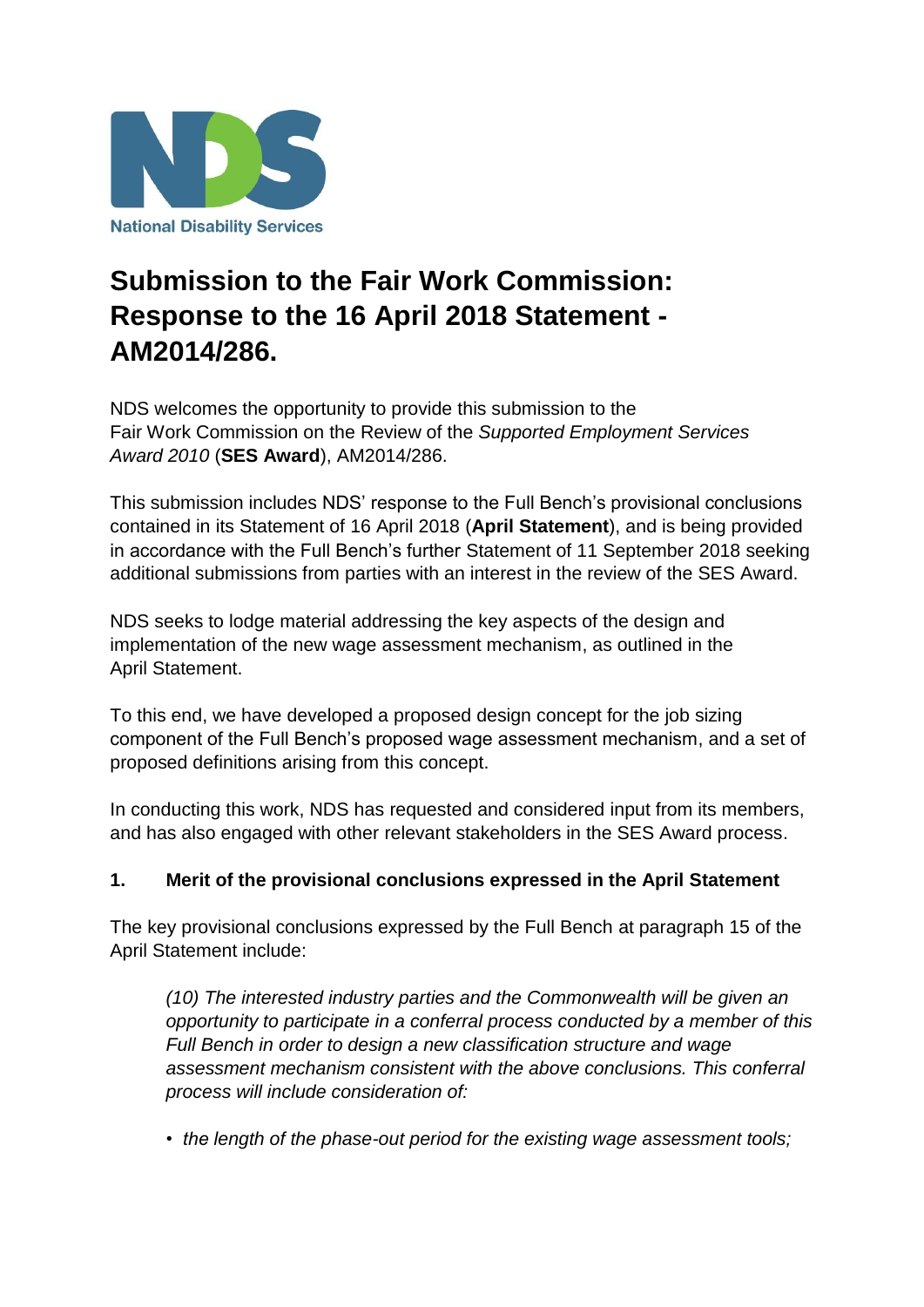National Disability Services

# Submission to the Fair Work Commission: Response to the 16 April 2018 Statement - AM2014/286.

NDS welcomes the opportunity to provide this submission to the Fair Work Commission on the Review of the *Supported Employment Services Award 2010* (**SES Award**), AM2014/286.

This submission includes NDS' response to the Full Bench's provisional conclusions contained in its Statement of 16 April 2018 (**April Statement**), and is being provided in accordance with the Full Bench's further Statement of 11 September 2018 seeking additional submissions from parties with an interest in the review of the SES Award.

NDS seeks to lodge material addressing the key aspects of the design and implementation of the new wage assessment mechanism, as outlined in the April Statement.

To this end, we have developed a proposed design concept for the job sizing component of the Full Bench's proposed wage assessment mechanism, and a set of proposed definitions arising from this concept.

In conducting this work, NDS has requested and considered input from its members, and has also engaged with other relevant stakeholders in the SES Award process.

## 1. Merit of the provisional conclusions expressed in the April Statement

The key provisional conclusions expressed by the Full Bench at paragraph 15 of the April Statement include:

> *(10) The interested industry parties and the Commonwealth will be given an opportunity to participate in a conferral process conducted by a member of this Full Bench in order to design a new classification structure and wage assessment mechanism consistent with the above conclusions. This conferral process will include consideration of:*
>
> - *the length of the phase-out period for the existing wage assessment tools;*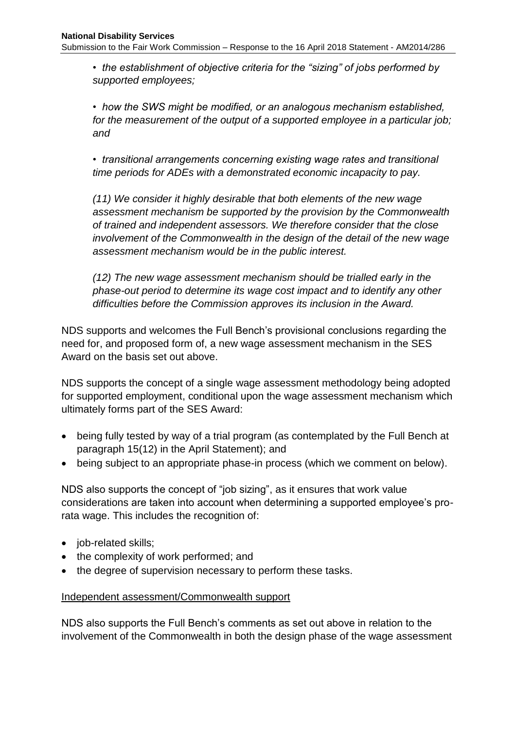*• the establishment of objective criteria for the "sizing" of jobs performed by supported employees;*

*• how the SWS might be modified, or an analogous mechanism established, for the measurement of the output of a supported employee in a particular job; and*

*• transitional arrangements concerning existing wage rates and transitional time periods for ADEs with a demonstrated economic incapacity to pay.*

*(11) We consider it highly desirable that both elements of the new wage assessment mechanism be supported by the provision by the Commonwealth of trained and independent assessors. We therefore consider that the close involvement of the Commonwealth in the design of the detail of the new wage assessment mechanism would be in the public interest.*

*(12) The new wage assessment mechanism should be trialled early in the phase-out period to determine its wage cost impact and to identify any other difficulties before the Commission approves its inclusion in the Award.*

NDS supports and welcomes the Full Bench's provisional conclusions regarding the need for, and proposed form of, a new wage assessment mechanism in the SES Award on the basis set out above.

NDS supports the concept of a single wage assessment methodology being adopted for supported employment, conditional upon the wage assessment mechanism which ultimately forms part of the SES Award:

- being fully tested by way of a trial program (as contemplated by the Full Bench at paragraph 15(12) in the April Statement); and
- being subject to an appropriate phase-in process (which we comment on below).

NDS also supports the concept of "job sizing", as it ensures that work value considerations are taken into account when determining a supported employee's pro-rata wage. This includes the recognition of:

- job-related skills;
- the complexity of work performed; and
- the degree of supervision necessary to perform these tasks.

Independent assessment/Commonwealth support

NDS also supports the Full Bench's comments as set out above in relation to the involvement of the Commonwealth in both the design phase of the wage assessment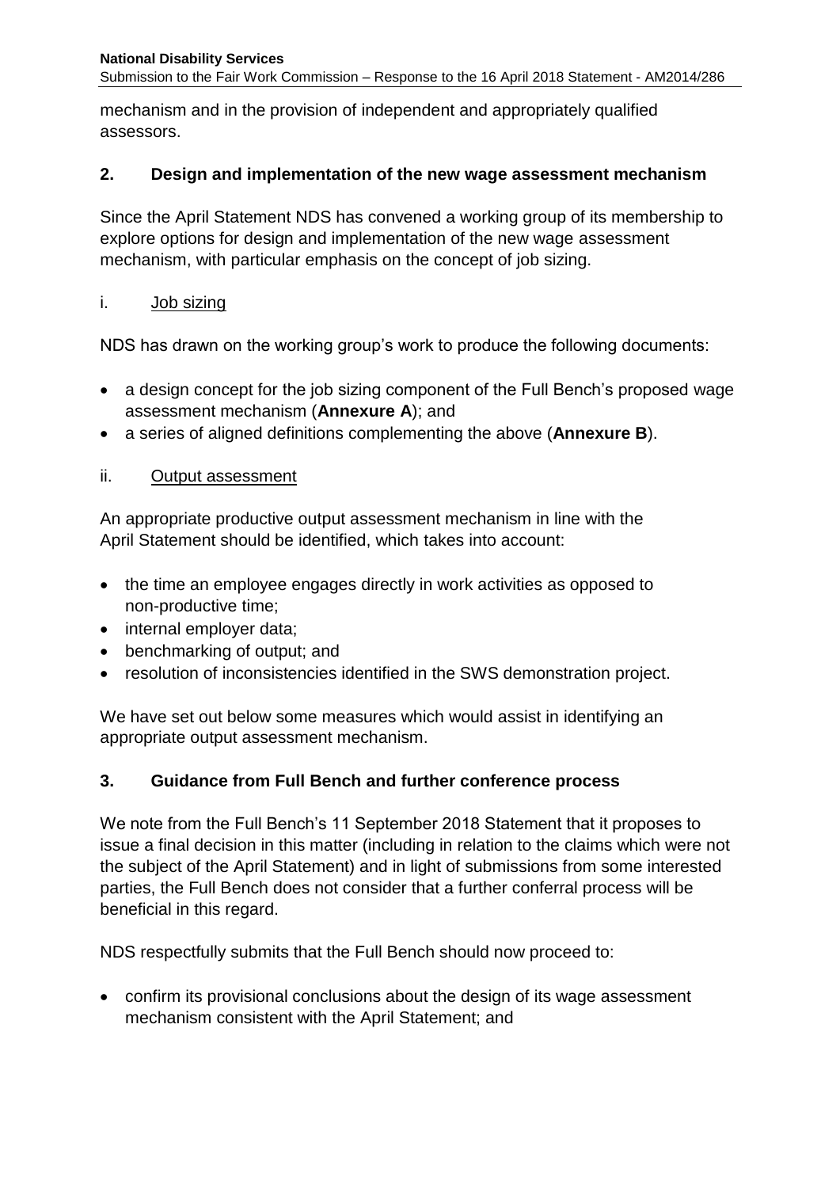mechanism and in the provision of independent and appropriately qualified assessors.

## 2. Design and implementation of the new wage assessment mechanism

Since the April Statement NDS has convened a working group of its membership to explore options for design and implementation of the new wage assessment mechanism, with particular emphasis on the concept of job sizing.

### i. Job sizing

NDS has drawn on the working group's work to produce the following documents:

- a design concept for the job sizing component of the Full Bench's proposed wage assessment mechanism (**Annexure A**); and
- a series of aligned definitions complementing the above (**Annexure B**).

### ii. Output assessment

An appropriate productive output assessment mechanism in line with the April Statement should be identified, which takes into account:

- the time an employee engages directly in work activities as opposed to non-productive time;
- internal employer data;
- benchmarking of output; and
- resolution of inconsistencies identified in the SWS demonstration project.

We have set out below some measures which would assist in identifying an appropriate output assessment mechanism.

## 3. Guidance from Full Bench and further conference process

We note from the Full Bench's 11 September 2018 Statement that it proposes to issue a final decision in this matter (including in relation to the claims which were not the subject of the April Statement) and in light of submissions from some interested parties, the Full Bench does not consider that a further conferral process will be beneficial in this regard.

NDS respectfully submits that the Full Bench should now proceed to:

- confirm its provisional conclusions about the design of its wage assessment mechanism consistent with the April Statement; and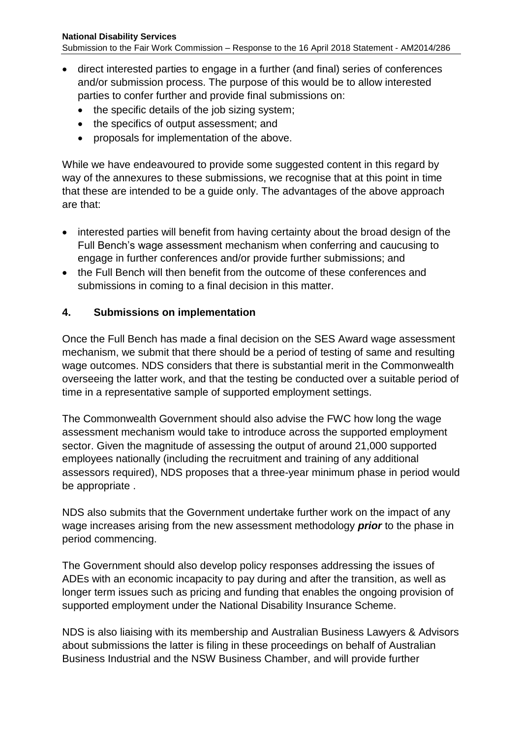- direct interested parties to engage in a further (and final) series of conferences and/or submission process. The purpose of this would be to allow interested parties to confer further and provide final submissions on:
  - the specific details of the job sizing system;
  - the specifics of output assessment; and
  - proposals for implementation of the above.

While we have endeavoured to provide some suggested content in this regard by way of the annexures to these submissions, we recognise that at this point in time that these are intended to be a guide only. The advantages of the above approach are that:

- interested parties will benefit from having certainty about the broad design of the Full Bench's wage assessment mechanism when conferring and caucusing to engage in further conferences and/or provide further submissions; and
- the Full Bench will then benefit from the outcome of these conferences and submissions in coming to a final decision in this matter.

## 4. Submissions on implementation

Once the Full Bench has made a final decision on the SES Award wage assessment mechanism, we submit that there should be a period of testing of same and resulting wage outcomes. NDS considers that there is substantial merit in the Commonwealth overseeing the latter work, and that the testing be conducted over a suitable period of time in a representative sample of supported employment settings.

The Commonwealth Government should also advise the FWC how long the wage assessment mechanism would take to introduce across the supported employment sector. Given the magnitude of assessing the output of around 21,000 supported employees nationally (including the recruitment and training of any additional assessors required), NDS proposes that a three-year minimum phase in period would be appropriate .

NDS also submits that the Government undertake further work on the impact of any wage increases arising from the new assessment methodology ***prior*** to the phase in period commencing.

The Government should also develop policy responses addressing the issues of ADEs with an economic incapacity to pay during and after the transition, as well as longer term issues such as pricing and funding that enables the ongoing provision of supported employment under the National Disability Insurance Scheme.

NDS is also liaising with its membership and Australian Business Lawyers & Advisors about submissions the latter is filing in these proceedings on behalf of Australian Business Industrial and the NSW Business Chamber, and will provide further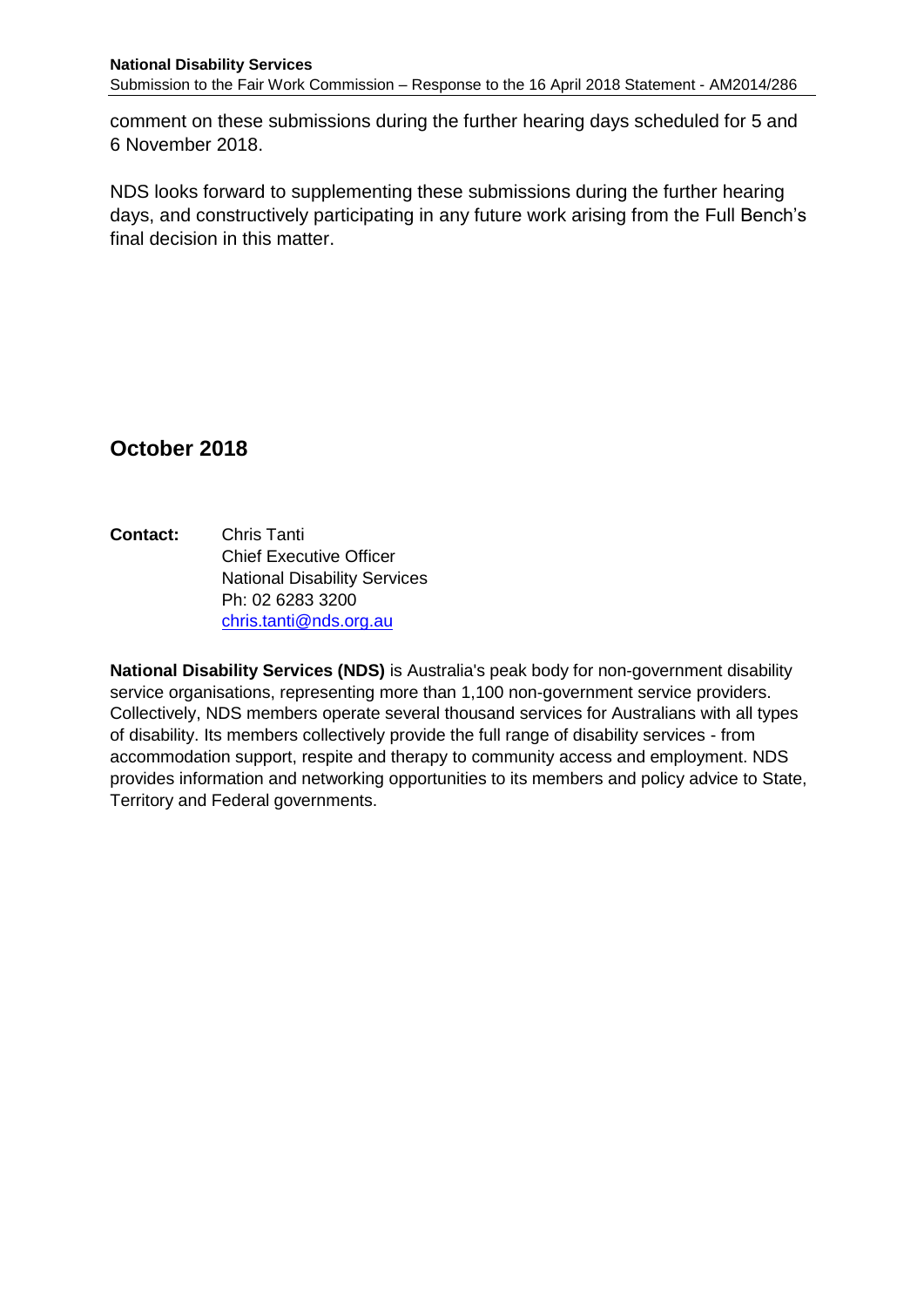comment on these submissions during the further hearing days scheduled for 5 and 6 November 2018.

NDS looks forward to supplementing these submissions during the further hearing days, and constructively participating in any future work arising from the Full Bench's final decision in this matter.

## October 2018

**Contact:** Chris Tanti
Chief Executive Officer
National Disability Services
Ph: 02 6283 3200
chris.tanti@nds.org.au

**National Disability Services (NDS)** is Australia's peak body for non-government disability service organisations, representing more than 1,100 non-government service providers. Collectively, NDS members operate several thousand services for Australians with all types of disability. Its members collectively provide the full range of disability services - from accommodation support, respite and therapy to community access and employment. NDS provides information and networking opportunities to its members and policy advice to State, Territory and Federal governments.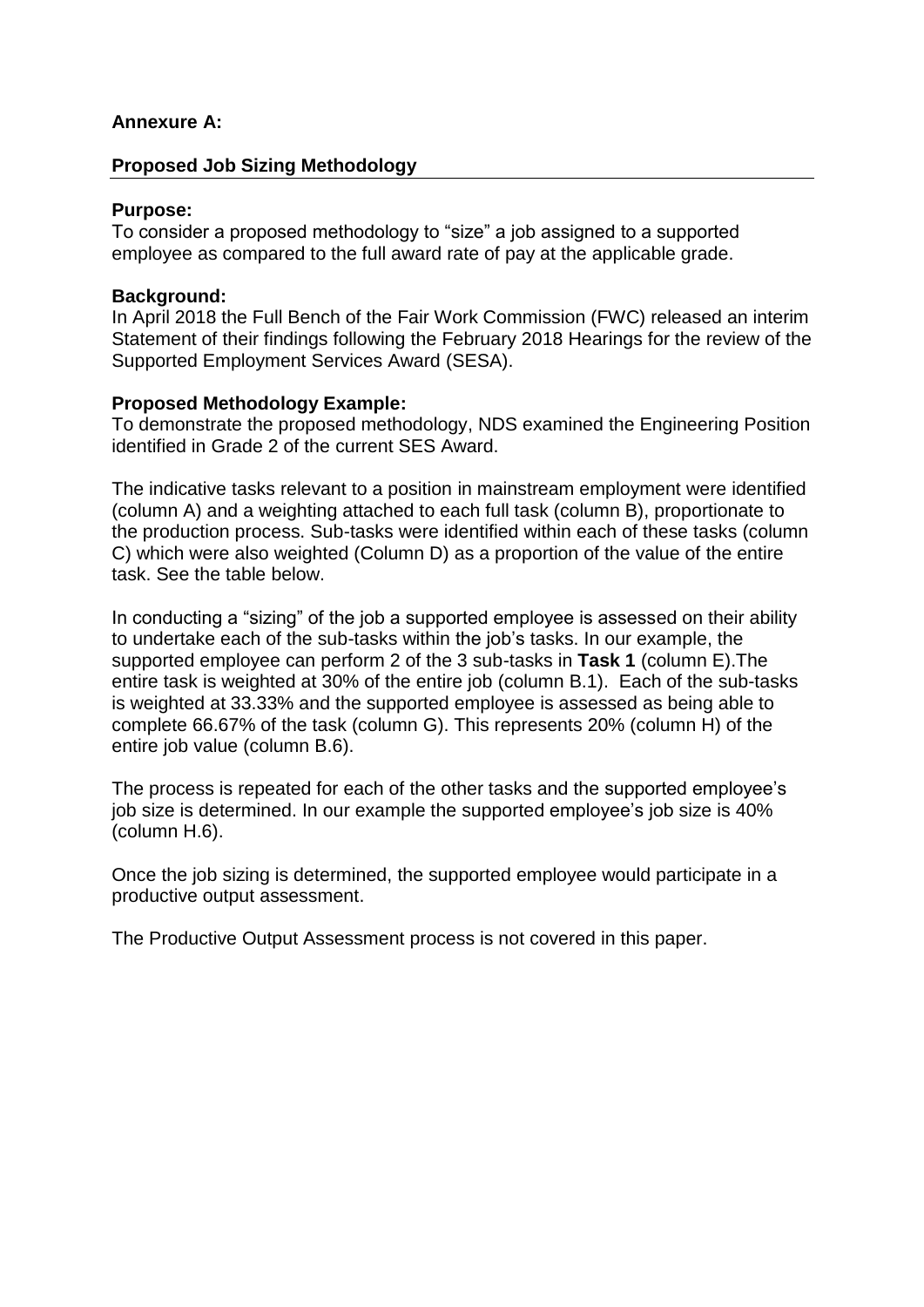**Annexure A:**

**Proposed Job Sizing Methodology**

**Purpose:**
To consider a proposed methodology to "size" a job assigned to a supported employee as compared to the full award rate of pay at the applicable grade.

**Background:**
In April 2018 the Full Bench of the Fair Work Commission (FWC) released an interim Statement of their findings following the February 2018 Hearings for the review of the Supported Employment Services Award (SESA).

**Proposed Methodology Example:**
To demonstrate the proposed methodology, NDS examined the Engineering Position identified in Grade 2 of the current SES Award.

The indicative tasks relevant to a position in mainstream employment were identified (column A) and a weighting attached to each full task (column B), proportionate to the production process. Sub-tasks were identified within each of these tasks (column C) which were also weighted (Column D) as a proportion of the value of the entire task. See the table below.

In conducting a "sizing" of the job a supported employee is assessed on their ability to undertake each of the sub-tasks within the job's tasks. In our example, the supported employee can perform 2 of the 3 sub-tasks in **Task 1** (column E).The entire task is weighted at 30% of the entire job (column B.1). Each of the sub-tasks is weighted at 33.33% and the supported employee is assessed as being able to complete 66.67% of the task (column G). This represents 20% (column H) of the entire job value (column B.6).

The process is repeated for each of the other tasks and the supported employee's job size is determined. In our example the supported employee's job size is 40% (column H.6).

Once the job sizing is determined, the supported employee would participate in a productive output assessment.

The Productive Output Assessment process is not covered in this paper.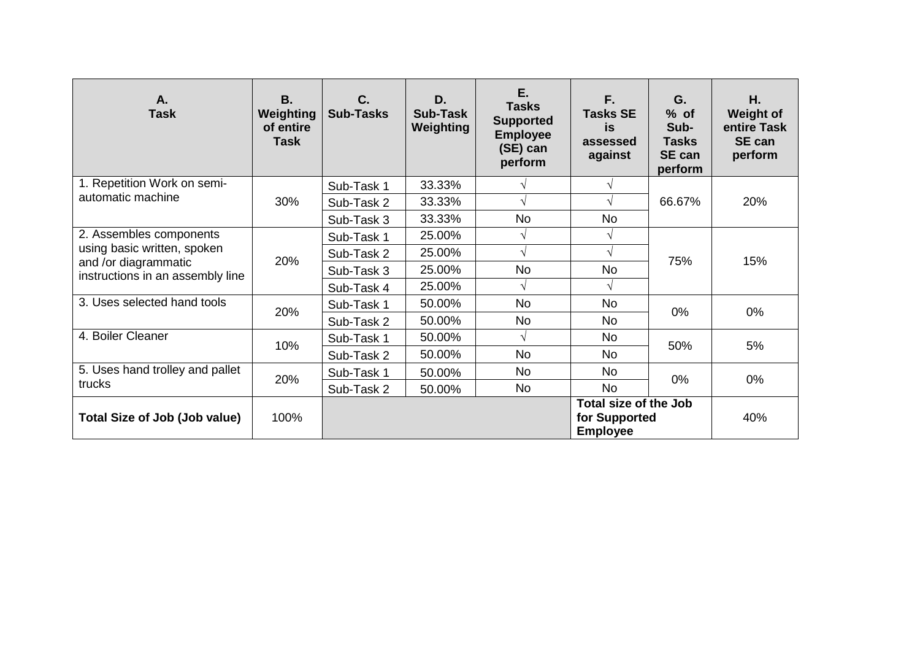| A. Task | B. Weighting of entire Task | C. Sub-Tasks | D. Sub-Task Weighting | E. Tasks Supported Employee (SE) can perform | F. Tasks SE is assessed against | G. % of Sub-Tasks SE can perform | H. Weight of entire Task SE can perform |
|---|---|---|---|---|---|---|---|
| 1. Repetition Work on semi-automatic machine | 30% | Sub-Task 1 | 33.33% | √ | √ | 66.67% | 20% |
| | | Sub-Task 2 | 33.33% | √ | √ | | |
| | | Sub-Task 3 | 33.33% | No | No | | |
| 2. Assembles components using basic written, spoken and /or diagrammatic instructions in an assembly line | 20% | Sub-Task 1 | 25.00% | √ | √ | 75% | 15% |
| | | Sub-Task 2 | 25.00% | √ | √ | | |
| | | Sub-Task 3 | 25.00% | No | No | | |
| | | Sub-Task 4 | 25.00% | √ | √ | | |
| 3. Uses selected hand tools | 20% | Sub-Task 1 | 50.00% | No | No | 0% | 0% |
| | | Sub-Task 2 | 50.00% | No | No | | |
| 4. Boiler Cleaner | 10% | Sub-Task 1 | 50.00% | √ | No | 50% | 5% |
| | | Sub-Task 2 | 50.00% | No | No | | |
| 5. Uses hand trolley and pallet trucks | 20% | Sub-Task 1 | 50.00% | No | No | 0% | 0% |
| | | Sub-Task 2 | 50.00% | No | No | | |
| **Total Size of Job (Job value)** | 100% | | | | **Total size of the Job for Supported Employee** | | 40% |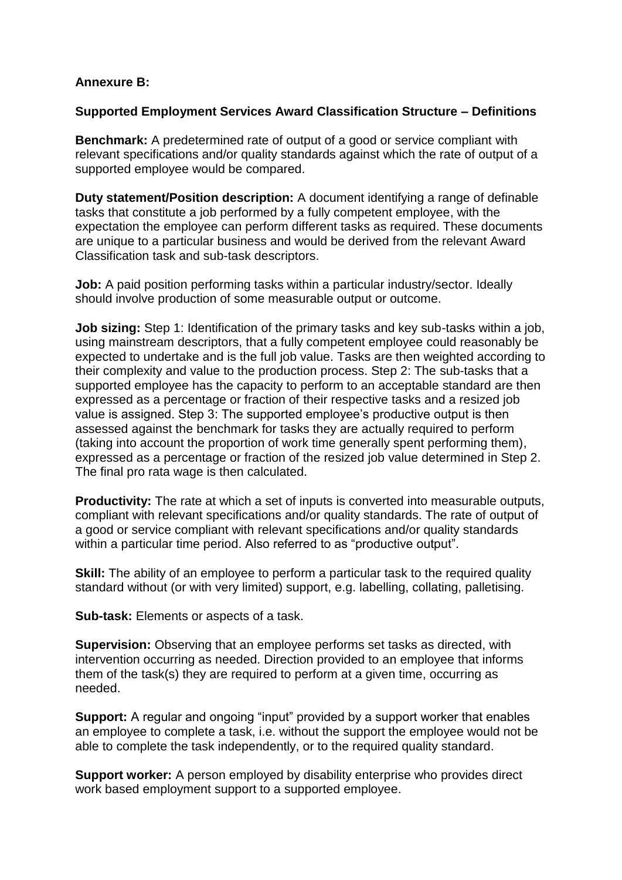**Annexure B:**

**Supported Employment Services Award Classification Structure – Definitions**

**Benchmark:** A predetermined rate of output of a good or service compliant with relevant specifications and/or quality standards against which the rate of output of a supported employee would be compared.

**Duty statement/Position description:** A document identifying a range of definable tasks that constitute a job performed by a fully competent employee, with the expectation the employee can perform different tasks as required. These documents are unique to a particular business and would be derived from the relevant Award Classification task and sub-task descriptors.

**Job:** A paid position performing tasks within a particular industry/sector. Ideally should involve production of some measurable output or outcome.

**Job sizing:** Step 1: Identification of the primary tasks and key sub-tasks within a job, using mainstream descriptors, that a fully competent employee could reasonably be expected to undertake and is the full job value. Tasks are then weighted according to their complexity and value to the production process. Step 2: The sub-tasks that a supported employee has the capacity to perform to an acceptable standard are then expressed as a percentage or fraction of their respective tasks and a resized job value is assigned. Step 3: The supported employee's productive output is then assessed against the benchmark for tasks they are actually required to perform (taking into account the proportion of work time generally spent performing them), expressed as a percentage or fraction of the resized job value determined in Step 2. The final pro rata wage is then calculated.

**Productivity:** The rate at which a set of inputs is converted into measurable outputs, compliant with relevant specifications and/or quality standards. The rate of output of a good or service compliant with relevant specifications and/or quality standards within a particular time period. Also referred to as "productive output".

**Skill:** The ability of an employee to perform a particular task to the required quality standard without (or with very limited) support, e.g. labelling, collating, palletising.

**Sub-task:** Elements or aspects of a task.

**Supervision:** Observing that an employee performs set tasks as directed, with intervention occurring as needed. Direction provided to an employee that informs them of the task(s) they are required to perform at a given time, occurring as needed.

**Support:** A regular and ongoing "input" provided by a support worker that enables an employee to complete a task, i.e. without the support the employee would not be able to complete the task independently, or to the required quality standard.

**Support worker:** A person employed by disability enterprise who provides direct work based employment support to a supported employee.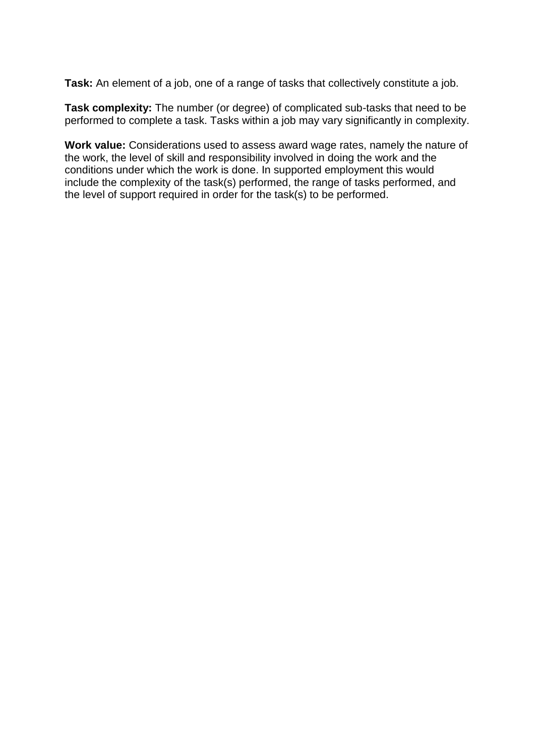**Task:** An element of a job, one of a range of tasks that collectively constitute a job.

**Task complexity:** The number (or degree) of complicated sub-tasks that need to be performed to complete a task. Tasks within a job may vary significantly in complexity.

**Work value:** Considerations used to assess award wage rates, namely the nature of the work, the level of skill and responsibility involved in doing the work and the conditions under which the work is done. In supported employment this would include the complexity of the task(s) performed, the range of tasks performed, and the level of support required in order for the task(s) to be performed.